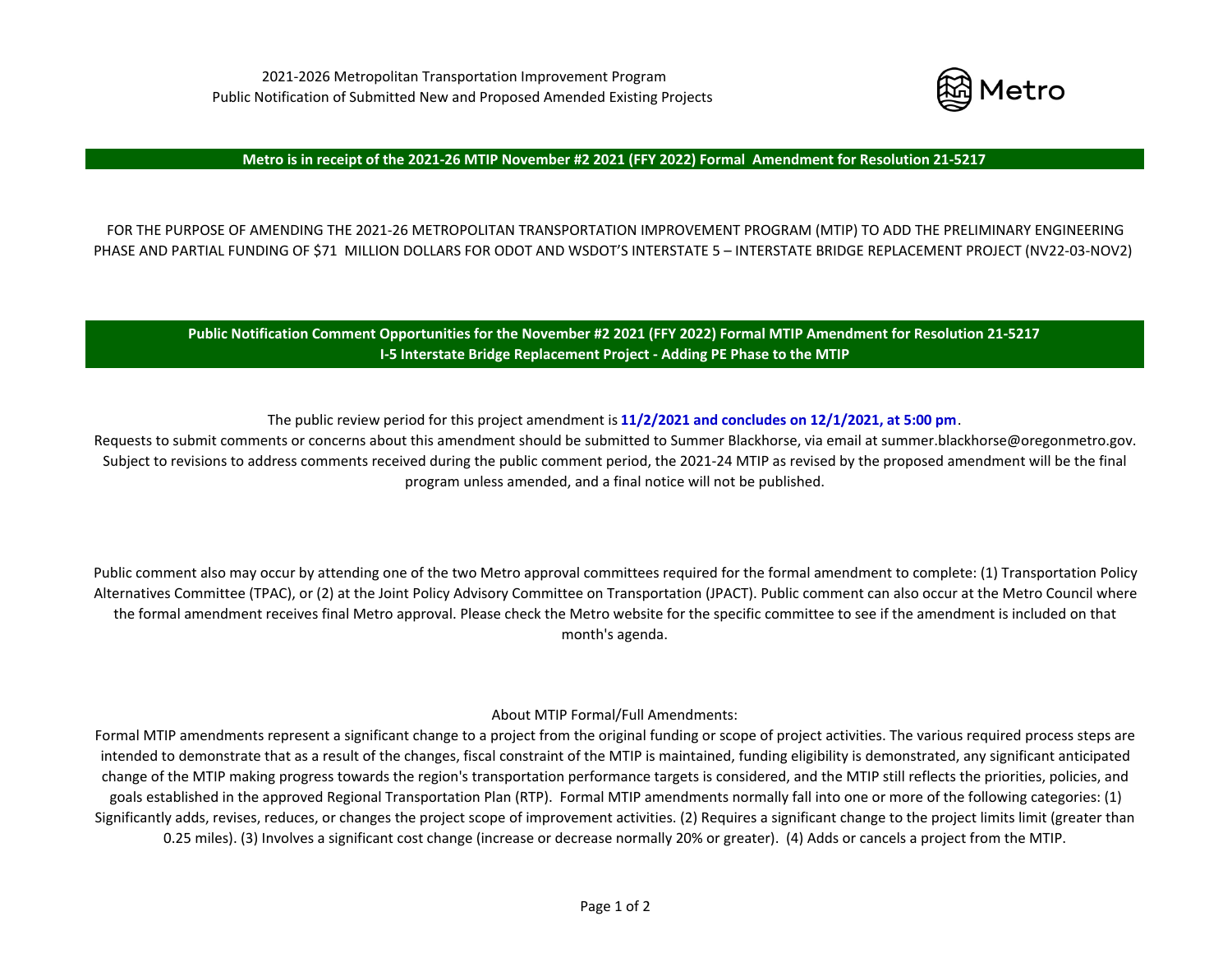2021-2026 Metropolitan Transportation Improvement Program
Public Notification of Submitted New and Proposed Amended Existing Projects

Metro

**Metro is in receipt of the 2021-26 MTIP November #2 2021 (FFY 2022) Formal Amendment for Resolution 21-5217**

FOR THE PURPOSE OF AMENDING THE 2021-26 METROPOLITAN TRANSPORTATION IMPROVEMENT PROGRAM (MTIP) TO ADD THE PRELIMINARY ENGINEERING PHASE AND PARTIAL FUNDING OF $71 MILLION DOLLARS FOR ODOT AND WSDOT'S INTERSTATE 5 – INTERSTATE BRIDGE REPLACEMENT PROJECT (NV22-03-NOV2)

**Public Notification Comment Opportunities for the November #2 2021 (FFY 2022) Formal MTIP Amendment for Resolution 21-5217**
**I-5 Interstate Bridge Replacement Project - Adding PE Phase to the MTIP**

The public review period for this project amendment is **11/2/2021 and concludes on 12/1/2021, at 5:00 pm**.
Requests to submit comments or concerns about this amendment should be submitted to Summer Blackhorse, via email at summer.blackhorse@oregonmetro.gov. Subject to revisions to address comments received during the public comment period, the 2021-24 MTIP as revised by the proposed amendment will be the final program unless amended, and a final notice will not be published.

Public comment also may occur by attending one of the two Metro approval committees required for the formal amendment to complete: (1) Transportation Policy Alternatives Committee (TPAC), or (2) at the Joint Policy Advisory Committee on Transportation (JPACT). Public comment can also occur at the Metro Council where the formal amendment receives final Metro approval. Please check the Metro website for the specific committee to see if the amendment is included on that month's agenda.

About MTIP Formal/Full Amendments:
Formal MTIP amendments represent a significant change to a project from the original funding or scope of project activities. The various required process steps are intended to demonstrate that as a result of the changes, fiscal constraint of the MTIP is maintained, funding eligibility is demonstrated, any significant anticipated change of the MTIP making progress towards the region's transportation performance targets is considered, and the MTIP still reflects the priorities, policies, and goals established in the approved Regional Transportation Plan (RTP). Formal MTIP amendments normally fall into one or more of the following categories: (1) Significantly adds, revises, reduces, or changes the project scope of improvement activities. (2) Requires a significant change to the project limits limit (greater than 0.25 miles). (3) Involves a significant cost change (increase or decrease normally 20% or greater). (4) Adds or cancels a project from the MTIP.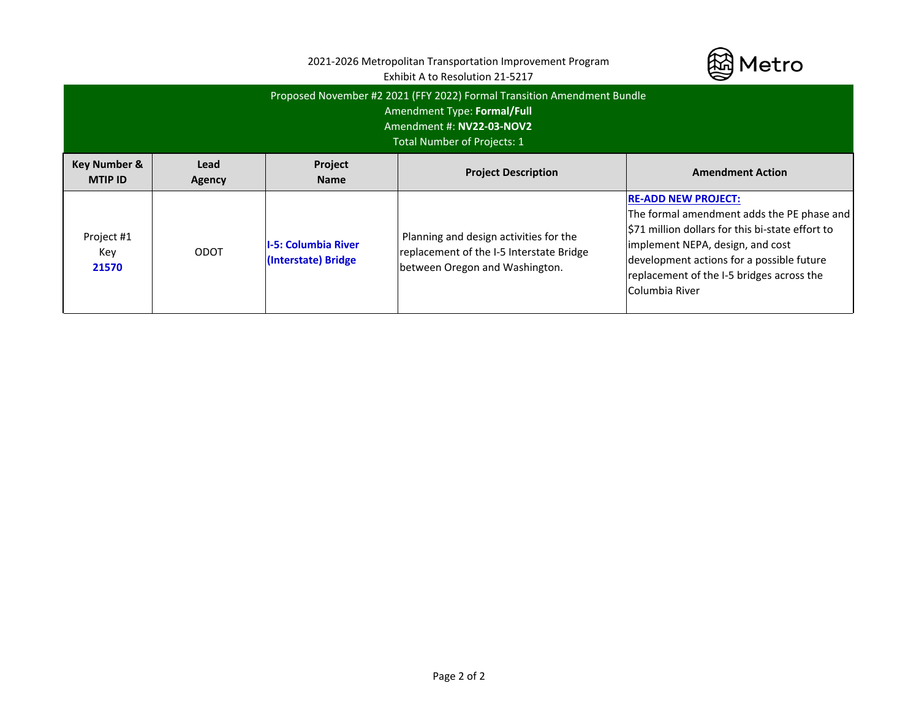2021-2026 Metropolitan Transportation Improvement Program
Exhibit A to Resolution 21-5217

Proposed November #2 2021 (FFY 2022) Formal Transition Amendment Bundle
Amendment Type: **Formal/Full**
Amendment #: **NV22-03-NOV2**
Total Number of Projects: 1

| Key Number & MTIP ID | Lead Agency | Project Name | Project Description | Amendment Action |
|---|---|---|---|---|
| Project #1 Key **21570** | ODOT | **I-5: Columbia River (Interstate) Bridge** | Planning and design activities for the replacement of the I-5 Interstate Bridge between Oregon and Washington. | **RE-ADD NEW PROJECT:** The formal amendment adds the PE phase and $71 million dollars for this bi-state effort to implement NEPA, design, and cost development actions for a possible future replacement of the I-5 bridges across the Columbia River |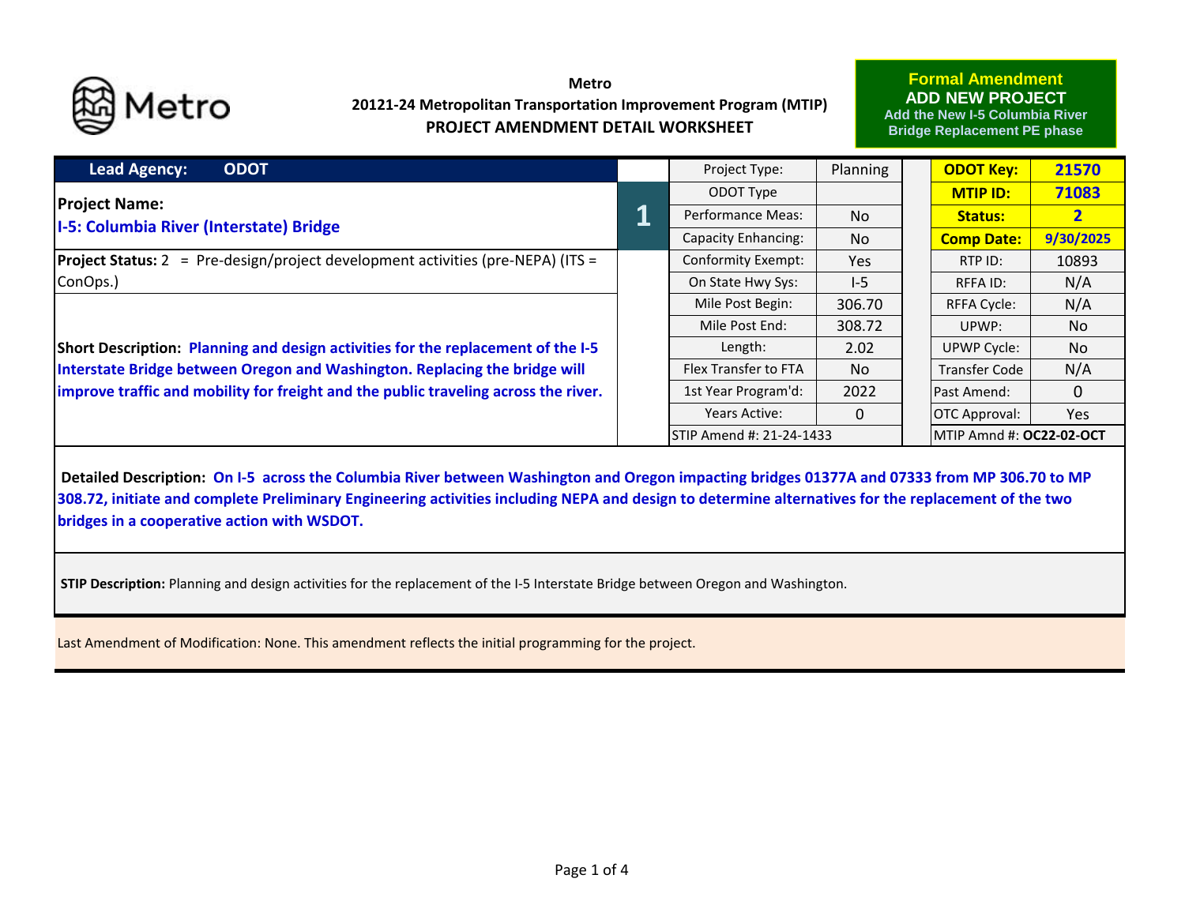Metro

**20121-24 Metropolitan Transportation Improvement Program (MTIP)**

**PROJECT AMENDMENT DETAIL WORKSHEET**

**Formal Amendment**
**ADD NEW PROJECT**
**Add the New I-5 Columbia River Bridge Replacement PE phase**

| **Lead Agency: ODOT** | | Project Type: | Planning | **ODOT Key:** | **21570** |
|---|---|---|---|---|---|
| **Project Name:** | **1** | ODOT Type | | **MTIP ID:** | **71083** |
| **I-5: Columbia River (Interstate) Bridge** | | Performance Meas: | No | **Status:** | **2** |
| | | Capacity Enhancing: | No | **Comp Date:** | **9/30/2025** |
| **Project Status:** 2 = Pre-design/project development activities (pre-NEPA) (ITS = ConOps.) | | Conformity Exempt: | Yes | RTP ID: | 10893 |
| | | On State Hwy Sys: | I-5 | RFFA ID: | N/A |
| **Short Description: Planning and design activities for the replacement of the I-5 Interstate Bridge between Oregon and Washington. Replacing the bridge will improve traffic and mobility for freight and the public traveling across the river.** | | Mile Post Begin: | 306.70 | RFFA Cycle: | N/A |
| | | Mile Post End: | 308.72 | UPWP: | No |
| | | Length: | 2.02 | UPWP Cycle: | No |
| | | Flex Transfer to FTA | No | Transfer Code | N/A |
| | | 1st Year Program'd: | 2022 | Past Amend: | 0 |
| | | Years Active: | 0 | OTC Approval: | Yes |
| | | STIP Amend #: 21-24-1433 | | MTIP Amnd #: **OC22-02-OCT** | |

**Detailed Description: On I-5 across the Columbia River between Washington and Oregon impacting bridges 01377A and 07333 from MP 306.70 to MP 308.72, initiate and complete Preliminary Engineering activities including NEPA and design to determine alternatives for the replacement of the two bridges in a cooperative action with WSDOT.**

**STIP Description:** Planning and design activities for the replacement of the I-5 Interstate Bridge between Oregon and Washington.

Last Amendment of Modification: None. This amendment reflects the initial programming for the project.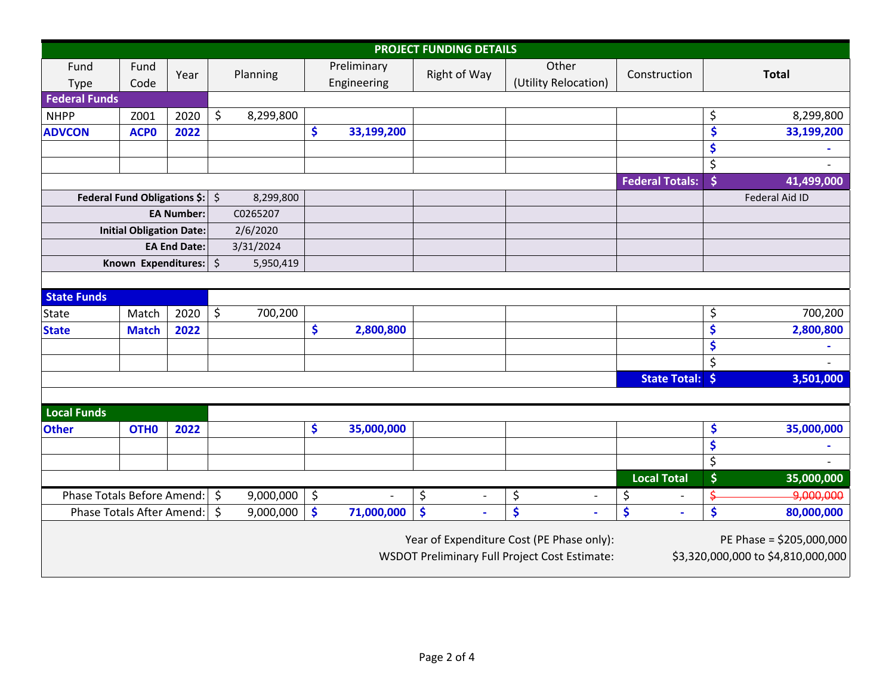## PROJECT FUNDING DETAILS

| Fund Type | Fund Code | Year | Planning | Preliminary Engineering | Right of Way | Other (Utility Relocation) | Construction | Total |
|---|---|---|---|---|---|---|---|---|
| **Federal Funds** | | | | | | | | |
| NHPP | Z001 | 2020 | $ 8,299,800 | | | | | $ 8,299,800 |
| **ADVCON** | **ACP0** | **2022** | | **$ 33,199,200** | | | | **$ 33,199,200** |
| | | | | | | | | **$ -** |
| | | | | | | | | $ - |
| | | | | | | | **Federal Totals:** | **$ 41,499,000** |
| **Federal Fund Obligations $:** | | | $ 8,299,800 | | | | | Federal Aid ID |
| **EA Number:** | | | C0265207 | | | | | |
| **Initial Obligation Date:** | | | 2/6/2020 | | | | | |
| **EA End Date:** | | | 3/31/2024 | | | | | |
| **Known Expenditures:** | | | $ 5,950,419 | | | | | |
| **State Funds** | | | | | | | | |
| State | Match | 2020 | $ 700,200 | | | | | $ 700,200 |
| **State** | **Match** | **2022** | | **$ 2,800,800** | | | | **$ 2,800,800** |
| | | | | | | | | **$ -** |
| | | | | | | | | $ - |
| | | | | | | | **State Total:** | **$ 3,501,000** |
| **Local Funds** | | | | | | | | |
| **Other** | **OTH0** | **2022** | | **$ 35,000,000** | | | | **$ 35,000,000** |
| | | | | | | | | **$ -** |
| | | | | | | | | $ - |
| | | | | | | | **Local Total** | **$ 35,000,000** |
| Phase Totals Before Amend: | | | $ 9,000,000 | $ - | $ - | $ - | $ - | ~~$ 9,000,000~~ |
| Phase Totals After Amend: | | | $ 9,000,000 | **$ 71,000,000** | **$ -** | **$ -** | **$ -** | **$ 80,000,000** |

Year of Expenditure Cost (PE Phase only): PE Phase = $205,000,000

WSDOT Preliminary Full Project Cost Estimate: $3,320,000,000 to $4,810,000,000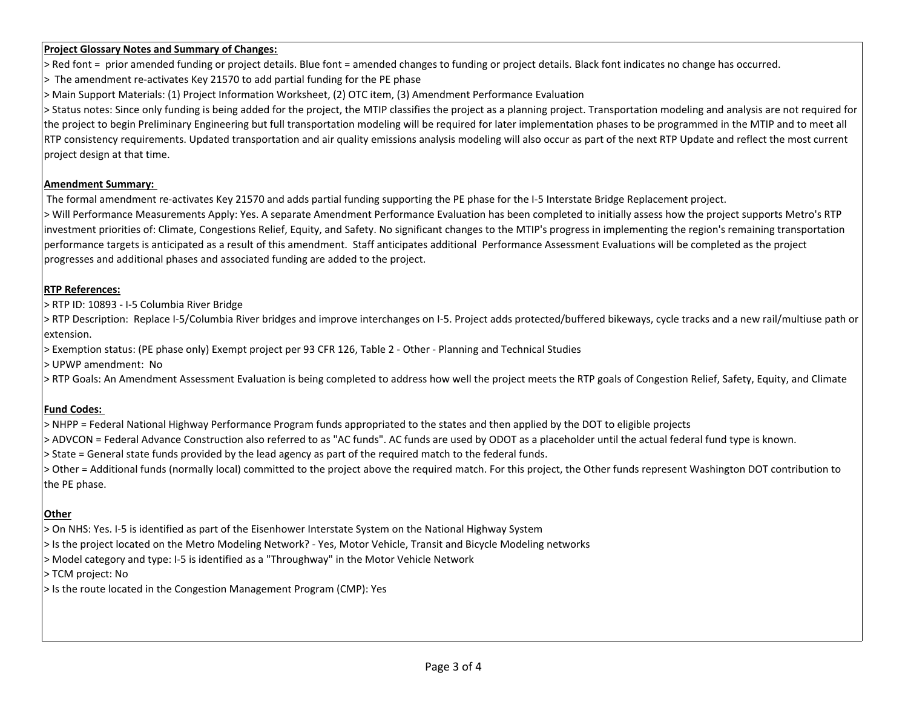**Project Glossary Notes and Summary of Changes:**

> Red font = prior amended funding or project details. Blue font = amended changes to funding or project details. Black font indicates no change has occurred.
> The amendment re-activates Key 21570 to add partial funding for the PE phase
> Main Support Materials: (1) Project Information Worksheet, (2) OTC item, (3) Amendment Performance Evaluation
> Status notes: Since only funding is being added for the project, the MTIP classifies the project as a planning project. Transportation modeling and analysis are not required for the project to begin Preliminary Engineering but full transportation modeling will be required for later implementation phases to be programmed in the MTIP and to meet all RTP consistency requirements. Updated transportation and air quality emissions analysis modeling will also occur as part of the next RTP Update and reflect the most current project design at that time.

**Amendment Summary:**

The formal amendment re-activates Key 21570 and adds partial funding supporting the PE phase for the I-5 Interstate Bridge Replacement project.
> Will Performance Measurements Apply: Yes. A separate Amendment Performance Evaluation has been completed to initially assess how the project supports Metro's RTP investment priorities of: Climate, Congestions Relief, Equity, and Safety. No significant changes to the MTIP's progress in implementing the region's remaining transportation performance targets is anticipated as a result of this amendment. Staff anticipates additional Performance Assessment Evaluations will be completed as the project progresses and additional phases and associated funding are added to the project.

**RTP References:**

> RTP ID: 10893 - I-5 Columbia River Bridge
> RTP Description: Replace I-5/Columbia River bridges and improve interchanges on I-5. Project adds protected/buffered bikeways, cycle tracks and a new rail/multiuse path or extension.
> Exemption status: (PE phase only) Exempt project per 93 CFR 126, Table 2 - Other - Planning and Technical Studies
> UPWP amendment: No
> RTP Goals: An Amendment Assessment Evaluation is being completed to address how well the project meets the RTP goals of Congestion Relief, Safety, Equity, and Climate

**Fund Codes:**

> NHPP = Federal National Highway Performance Program funds appropriated to the states and then applied by the DOT to eligible projects
> ADVCON = Federal Advance Construction also referred to as "AC funds". AC funds are used by ODOT as a placeholder until the actual federal fund type is known.
> State = General state funds provided by the lead agency as part of the required match to the federal funds.
> Other = Additional funds (normally local) committed to the project above the required match. For this project, the Other funds represent Washington DOT contribution to the PE phase.

**Other**

> On NHS: Yes. I-5 is identified as part of the Eisenhower Interstate System on the National Highway System
> Is the project located on the Metro Modeling Network? - Yes, Motor Vehicle, Transit and Bicycle Modeling networks
> Model category and type: I-5 is identified as a "Throughway" in the Motor Vehicle Network
> TCM project: No
> Is the route located in the Congestion Management Program (CMP): Yes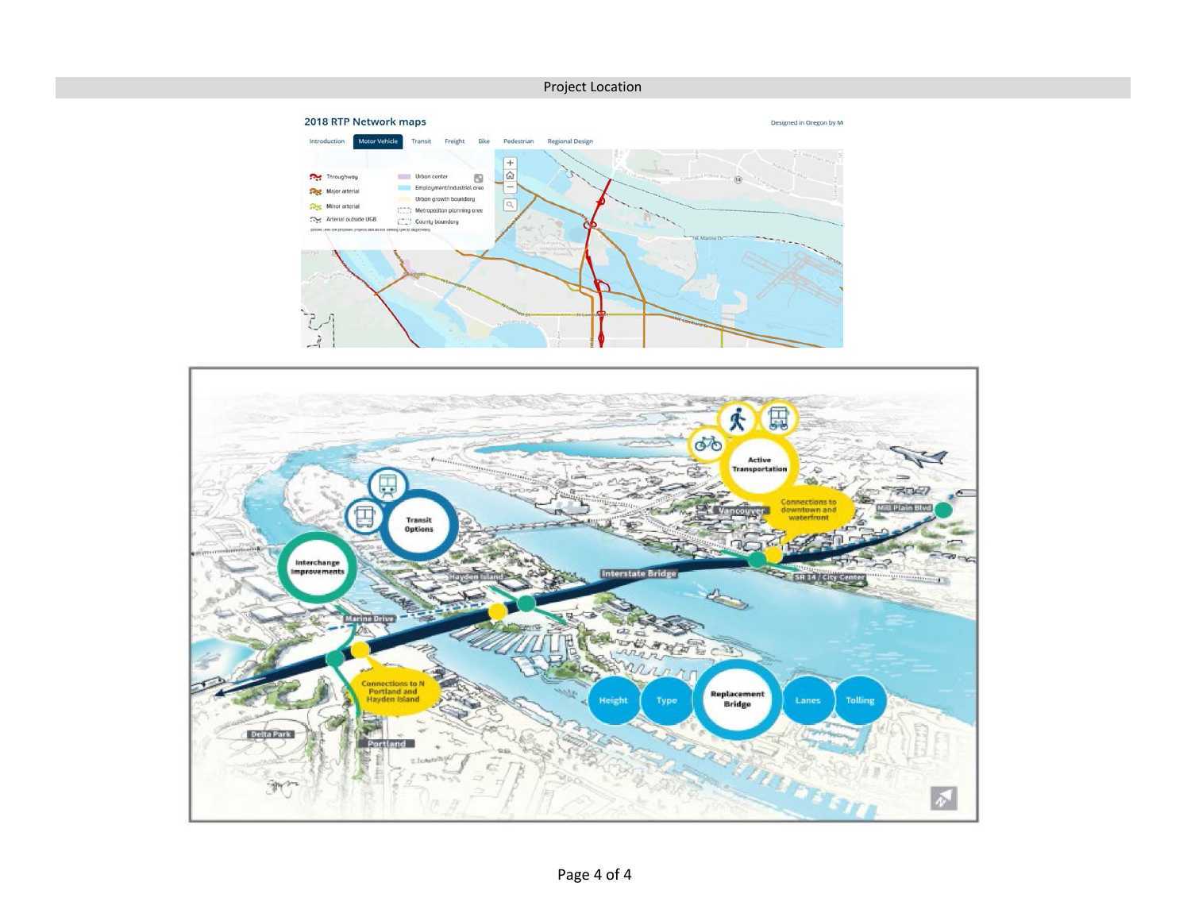## Project Location